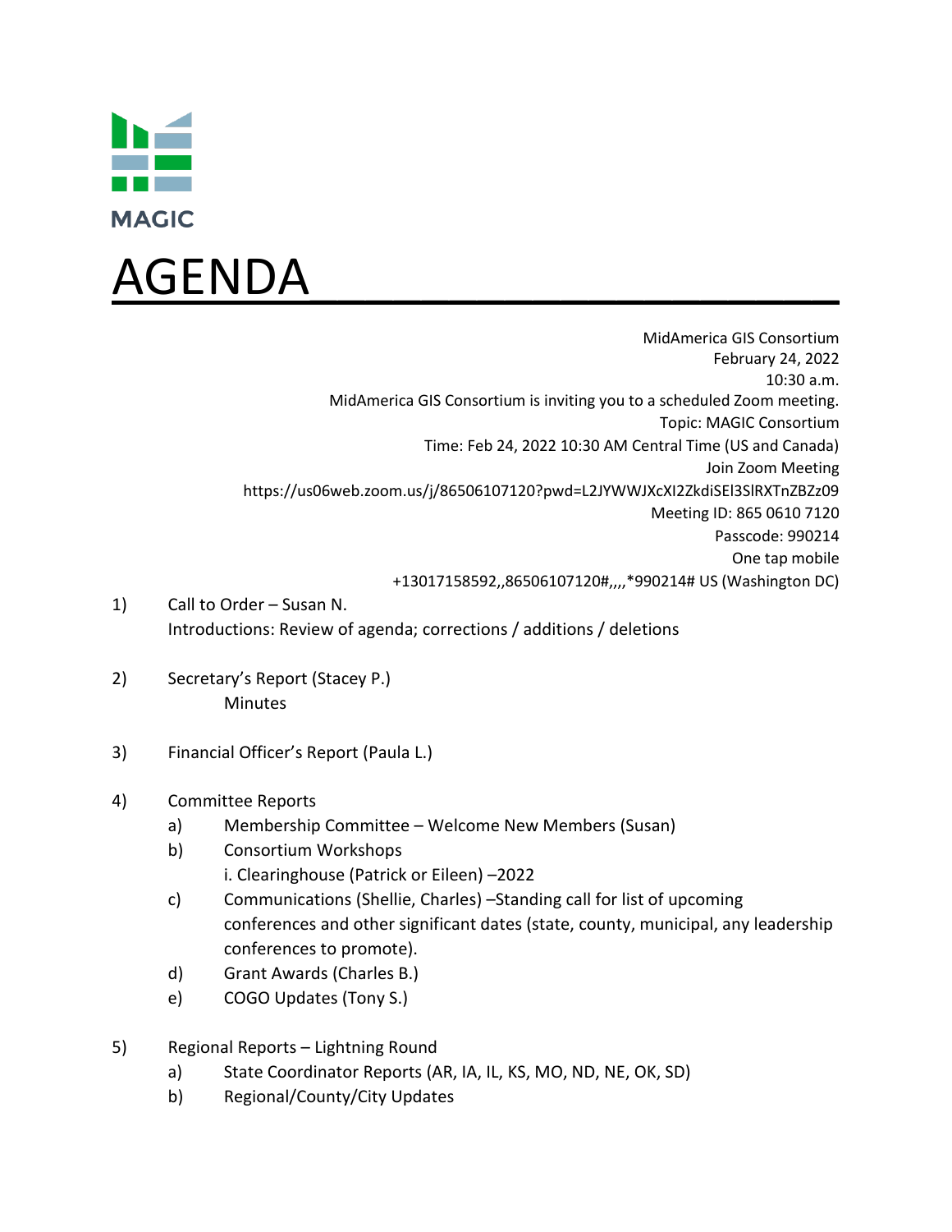MAGIC

# AGENDA

MidAmerica GIS Consortium
February 24, 2022
10:30 a.m.
MidAmerica GIS Consortium is inviting you to a scheduled Zoom meeting.
Topic: MAGIC Consortium
Time: Feb 24, 2022 10:30 AM Central Time (US and Canada)
Join Zoom Meeting
https://us06web.zoom.us/j/86506107120?pwd=L2JYWWJXcXI2ZkdiSEl3SlRXTnZBZz09
Meeting ID: 865 0610 7120
Passcode: 990214
One tap mobile
+13017158592,,86506107120#,,,,*990214# US (Washington DC)

1) Call to Order – Susan N.
   Introductions: Review of agenda; corrections / additions / deletions

2) Secretary's Report (Stacey P.)
   Minutes

3) Financial Officer's Report (Paula L.)

4) Committee Reports
   a) Membership Committee – Welcome New Members (Susan)
   b) Consortium Workshops
      i. Clearinghouse (Patrick or Eileen) –2022
   c) Communications (Shellie, Charles) –Standing call for list of upcoming conferences and other significant dates (state, county, municipal, any leadership conferences to promote).
   d) Grant Awards (Charles B.)
   e) COGO Updates (Tony S.)

5) Regional Reports – Lightning Round
   a) State Coordinator Reports (AR, IA, IL, KS, MO, ND, NE, OK, SD)
   b) Regional/County/City Updates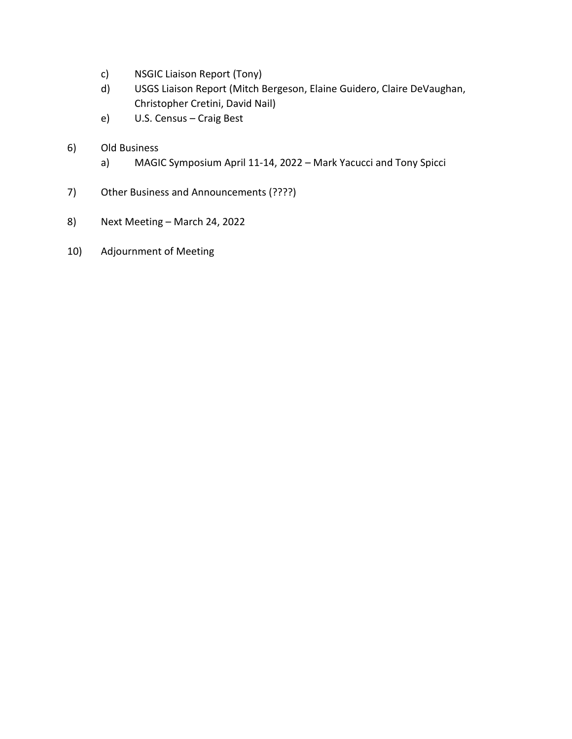c) NSGIC Liaison Report (Tony)

d) USGS Liaison Report (Mitch Bergeson, Elaine Guidero, Claire DeVaughan, Christopher Cretini, David Nail)

e) U.S. Census – Craig Best

6) Old Business

a) MAGIC Symposium April 11-14, 2022 – Mark Yacucci and Tony Spicci

7) Other Business and Announcements (????)

8) Next Meeting – March 24, 2022

10) Adjournment of Meeting